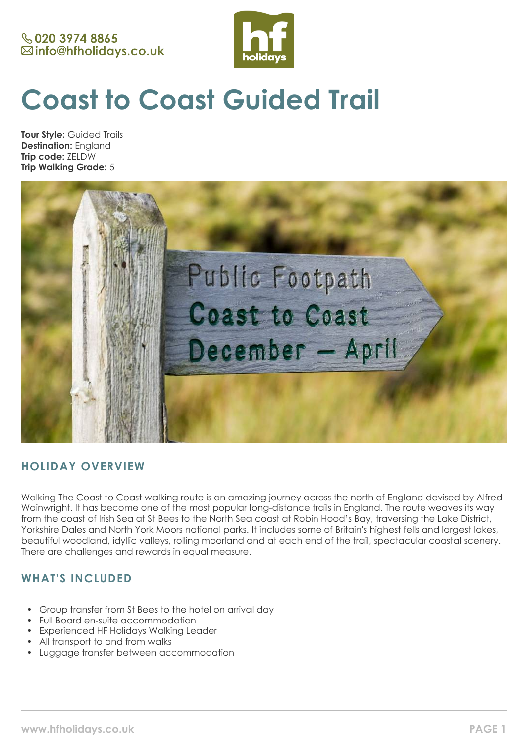📞 020 3974 8865
✉ info@hfholidays.co.uk

# Coast to Coast Guided Trail

**Tour Style:** Guided Trails
**Destination:** England
**Trip code:** ZELDW
**Trip Walking Grade:** 5

## HOLIDAY OVERVIEW

Walking The Coast to Coast walking route is an amazing journey across the north of England devised by Alfred Wainwright. It has become one of the most popular long-distance trails in England. The route weaves its way from the coast of Irish Sea at St Bees to the North Sea coast at Robin Hood's Bay, traversing the Lake District, Yorkshire Dales and North York Moors national parks. It includes some of Britain's highest fells and largest lakes, beautiful woodland, idyllic valleys, rolling moorland and at each end of the trail, spectacular coastal scenery. There are challenges and rewards in equal measure.

## WHAT'S INCLUDED

- Group transfer from St Bees to the hotel on arrival day
- Full Board en-suite accommodation
- Experienced HF Holidays Walking Leader
- All transport to and from walks
- Luggage transfer between accommodation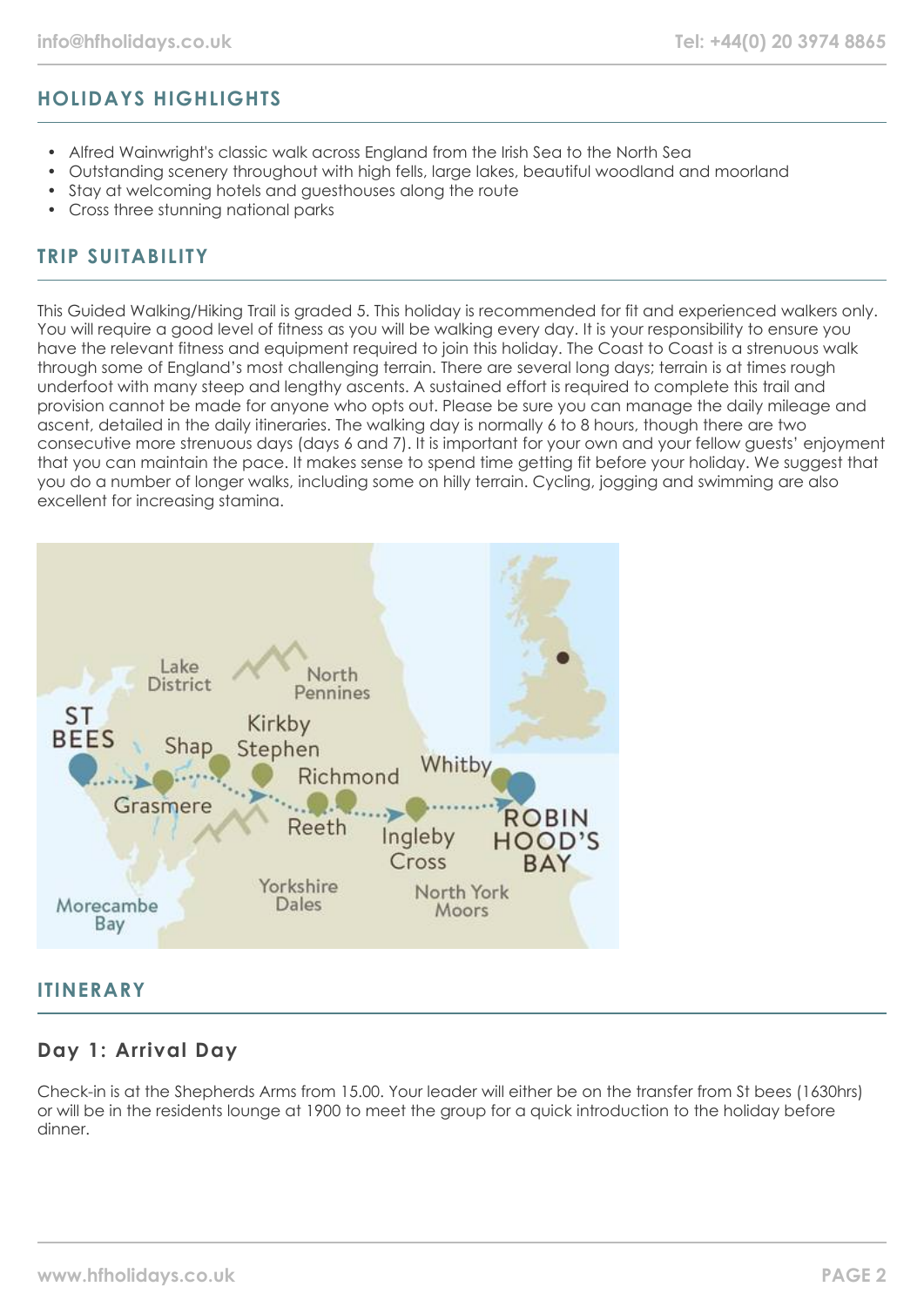## HOLIDAYS HIGHLIGHTS

- Alfred Wainwright's classic walk across England from the Irish Sea to the North Sea
- Outstanding scenery throughout with high fells, large lakes, beautiful woodland and moorland
- Stay at welcoming hotels and guesthouses along the route
- Cross three stunning national parks

## TRIP SUITABILITY

This Guided Walking/Hiking Trail is graded 5. This holiday is recommended for fit and experienced walkers only. You will require a good level of fitness as you will be walking every day. It is your responsibility to ensure you have the relevant fitness and equipment required to join this holiday. The Coast to Coast is a strenuous walk through some of England's most challenging terrain. There are several long days; terrain is at times rough underfoot with many steep and lengthy ascents. A sustained effort is required to complete this trail and provision cannot be made for anyone who opts out. Please be sure you can manage the daily mileage and ascent, detailed in the daily itineraries. The walking day is normally 6 to 8 hours, though there are two consecutive more strenuous days (days 6 and 7). It is important for your own and your fellow guests' enjoyment that you can maintain the pace. It makes sense to spend time getting fit before your holiday. We suggest that you do a number of longer walks, including some on hilly terrain. Cycling, jogging and swimming are also excellent for increasing stamina.

## ITINERARY

### Day 1: Arrival Day

Check-in is at the Shepherds Arms from 15.00. Your leader will either be on the transfer from St bees (1630hrs) or will be in the residents lounge at 1900 to meet the group for a quick introduction to the holiday before dinner.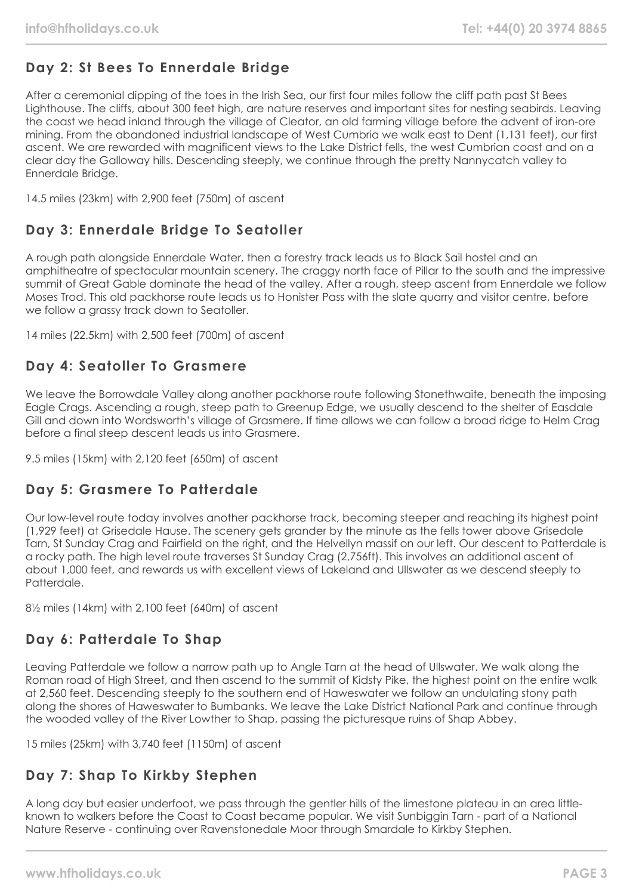## Day 2: St Bees To Ennerdale Bridge

After a ceremonial dipping of the toes in the Irish Sea, our first four miles follow the cliff path past St Bees Lighthouse. The cliffs, about 300 feet high, are nature reserves and important sites for nesting seabirds. Leaving the coast we head inland through the village of Cleator, an old farming village before the advent of iron-ore mining. From the abandoned industrial landscape of West Cumbria we walk east to Dent (1,131 feet), our first ascent. We are rewarded with magnificent views to the Lake District fells, the west Cumbrian coast and on a clear day the Galloway hills. Descending steeply, we continue through the pretty Nannycatch valley to Ennerdale Bridge.

14.5 miles (23km) with 2,900 feet (750m) of ascent

## Day 3: Ennerdale Bridge To Seatoller

A rough path alongside Ennerdale Water, then a forestry track leads us to Black Sail hostel and an amphitheatre of spectacular mountain scenery. The craggy north face of Pillar to the south and the impressive summit of Great Gable dominate the head of the valley. After a rough, steep ascent from Ennerdale we follow Moses Trod. This old packhorse route leads us to Honister Pass with the slate quarry and visitor centre, before we follow a grassy track down to Seatoller.

14 miles (22.5km) with 2,500 feet (700m) of ascent

## Day 4: Seatoller To Grasmere

We leave the Borrowdale Valley along another packhorse route following Stonethwaite, beneath the imposing Eagle Crags. Ascending a rough, steep path to Greenup Edge, we usually descend to the shelter of Easdale Gill and down into Wordsworth's village of Grasmere. If time allows we can follow a broad ridge to Helm Crag before a final steep descent leads us into Grasmere.

9.5 miles (15km) with 2,120 feet (650m) of ascent

## Day 5: Grasmere To Patterdale

Our low-level route today involves another packhorse track, becoming steeper and reaching its highest point (1,929 feet) at Grisedale Hause. The scenery gets grander by the minute as the fells tower above Grisedale Tarn, St Sunday Crag and Fairfield on the right, and the Helvellyn massif on our left. Our descent to Patterdale is a rocky path. The high level route traverses St Sunday Crag (2,756ft). This involves an additional ascent of about 1,000 feet, and rewards us with excellent views of Lakeland and Ullswater as we descend steeply to Patterdale.

8½ miles (14km) with 2,100 feet (640m) of ascent

## Day 6: Patterdale To Shap

Leaving Patterdale we follow a narrow path up to Angle Tarn at the head of Ullswater. We walk along the Roman road of High Street, and then ascend to the summit of Kidsty Pike, the highest point on the entire walk at 2,560 feet. Descending steeply to the southern end of Haweswater we follow an undulating stony path along the shores of Haweswater to Burnbanks. We leave the Lake District National Park and continue through the wooded valley of the River Lowther to Shap, passing the picturesque ruins of Shap Abbey.

15 miles (25km) with 3,740 feet (1150m) of ascent

## Day 7: Shap To Kirkby Stephen

A long day but easier underfoot, we pass through the gentler hills of the limestone plateau in an area little-known to walkers before the Coast to Coast became popular. We visit Sunbiggin Tarn - part of a National Nature Reserve - continuing over Ravenstonedale Moor through Smardale to Kirkby Stephen.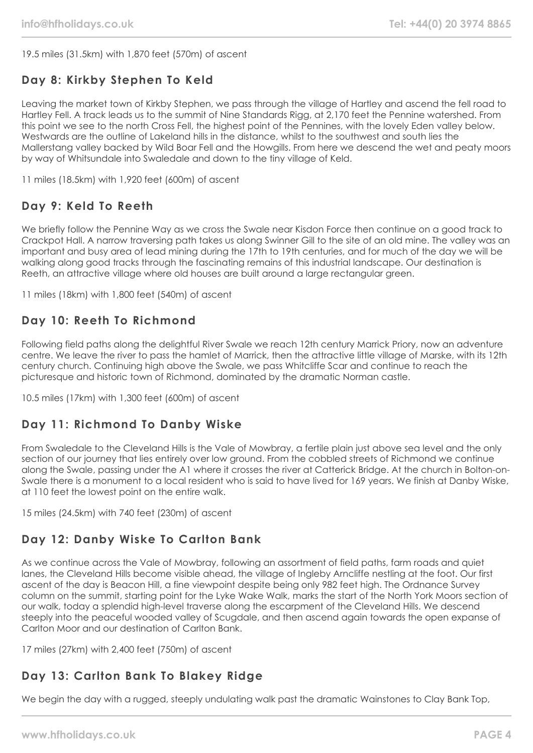19.5 miles (31.5km) with 1,870 feet (570m) of ascent

## Day 8: Kirkby Stephen To Keld

Leaving the market town of Kirkby Stephen, we pass through the village of Hartley and ascend the fell road to Hartley Fell. A track leads us to the summit of Nine Standards Rigg, at 2,170 feet the Pennine watershed. From this point we see to the north Cross Fell, the highest point of the Pennines, with the lovely Eden valley below. Westwards are the outline of Lakeland hills in the distance, whilst to the southwest and south lies the Mallerstang valley backed by Wild Boar Fell and the Howgills. From here we descend the wet and peaty moors by way of Whitsundale into Swaledale and down to the tiny village of Keld.

11 miles (18.5km) with 1,920 feet (600m) of ascent

## Day 9: Keld To Reeth

We briefly follow the Pennine Way as we cross the Swale near Kisdon Force then continue on a good track to Crackpot Hall. A narrow traversing path takes us along Swinner Gill to the site of an old mine. The valley was an important and busy area of lead mining during the 17th to 19th centuries, and for much of the day we will be walking along good tracks through the fascinating remains of this industrial landscape. Our destination is Reeth, an attractive village where old houses are built around a large rectangular green.

11 miles (18km) with 1,800 feet (540m) of ascent

## Day 10: Reeth To Richmond

Following field paths along the delightful River Swale we reach 12th century Marrick Priory, now an adventure centre. We leave the river to pass the hamlet of Marrick, then the attractive little village of Marske, with its 12th century church. Continuing high above the Swale, we pass Whitcliffe Scar and continue to reach the picturesque and historic town of Richmond, dominated by the dramatic Norman castle.

10.5 miles (17km) with 1,300 feet (600m) of ascent

## Day 11: Richmond To Danby Wiske

From Swaledale to the Cleveland Hills is the Vale of Mowbray, a fertile plain just above sea level and the only section of our journey that lies entirely over low ground. From the cobbled streets of Richmond we continue along the Swale, passing under the A1 where it crosses the river at Catterick Bridge. At the church in Bolton-on-Swale there is a monument to a local resident who is said to have lived for 169 years. We finish at Danby Wiske, at 110 feet the lowest point on the entire walk.

15 miles (24.5km) with 740 feet (230m) of ascent

## Day 12: Danby Wiske To Carlton Bank

As we continue across the Vale of Mowbray, following an assortment of field paths, farm roads and quiet lanes, the Cleveland Hills become visible ahead, the village of Ingleby Arncliffe nestling at the foot. Our first ascent of the day is Beacon Hill, a fine viewpoint despite being only 982 feet high. The Ordnance Survey column on the summit, starting point for the Lyke Wake Walk, marks the start of the North York Moors section of our walk, today a splendid high-level traverse along the escarpment of the Cleveland Hills. We descend steeply into the peaceful wooded valley of Scugdale, and then ascend again towards the open expanse of Carlton Moor and our destination of Carlton Bank.

17 miles (27km) with 2,400 feet (750m) of ascent

## Day 13: Carlton Bank To Blakey Ridge

We begin the day with a rugged, steeply undulating walk past the dramatic Wainstones to Clay Bank Top,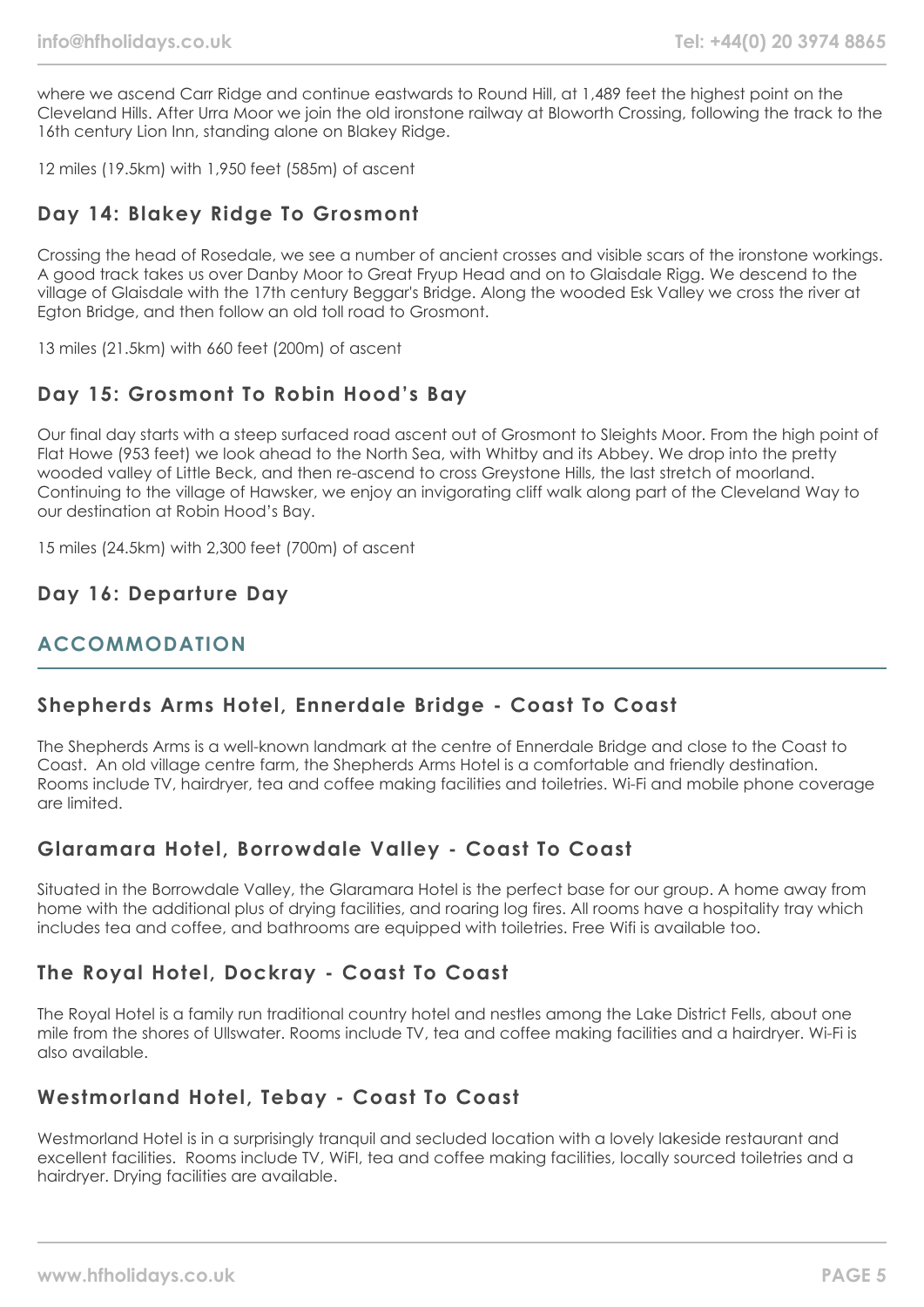where we ascend Carr Ridge and continue eastwards to Round Hill, at 1,489 feet the highest point on the Cleveland Hills. After Urra Moor we join the old ironstone railway at Bloworth Crossing, following the track to the 16th century Lion Inn, standing alone on Blakey Ridge.

12 miles (19.5km) with 1,950 feet (585m) of ascent

### Day 14: Blakey Ridge To Grosmont

Crossing the head of Rosedale, we see a number of ancient crosses and visible scars of the ironstone workings. A good track takes us over Danby Moor to Great Fryup Head and on to Glaisdale Rigg. We descend to the village of Glaisdale with the 17th century Beggar's Bridge. Along the wooded Esk Valley we cross the river at Egton Bridge, and then follow an old toll road to Grosmont.

13 miles (21.5km) with 660 feet (200m) of ascent

### Day 15: Grosmont To Robin Hood's Bay

Our final day starts with a steep surfaced road ascent out of Grosmont to Sleights Moor. From the high point of Flat Howe (953 feet) we look ahead to the North Sea, with Whitby and its Abbey. We drop into the pretty wooded valley of Little Beck, and then re-ascend to cross Greystone Hills, the last stretch of moorland. Continuing to the village of Hawsker, we enjoy an invigorating cliff walk along part of the Cleveland Way to our destination at Robin Hood's Bay.

15 miles (24.5km) with 2,300 feet (700m) of ascent

### Day 16: Departure Day

## ACCOMMODATION

### Shepherds Arms Hotel, Ennerdale Bridge - Coast To Coast

The Shepherds Arms is a well-known landmark at the centre of Ennerdale Bridge and close to the Coast to Coast. An old village centre farm, the Shepherds Arms Hotel is a comfortable and friendly destination. Rooms include TV, hairdryer, tea and coffee making facilities and toiletries. Wi-Fi and mobile phone coverage are limited.

### Glaramara Hotel, Borrowdale Valley - Coast To Coast

Situated in the Borrowdale Valley, the Glaramara Hotel is the perfect base for our group. A home away from home with the additional plus of drying facilities, and roaring log fires. All rooms have a hospitality tray which includes tea and coffee, and bathrooms are equipped with toiletries. Free Wifi is available too.

### The Royal Hotel, Dockray - Coast To Coast

The Royal Hotel is a family run traditional country hotel and nestles among the Lake District Fells, about one mile from the shores of Ullswater. Rooms include TV, tea and coffee making facilities and a hairdryer. Wi-Fi is also available.

### Westmorland Hotel, Tebay - Coast To Coast

Westmorland Hotel is in a surprisingly tranquil and secluded location with a lovely lakeside restaurant and excellent facilities. Rooms include TV, WiFI, tea and coffee making facilities, locally sourced toiletries and a hairdryer. Drying facilities are available.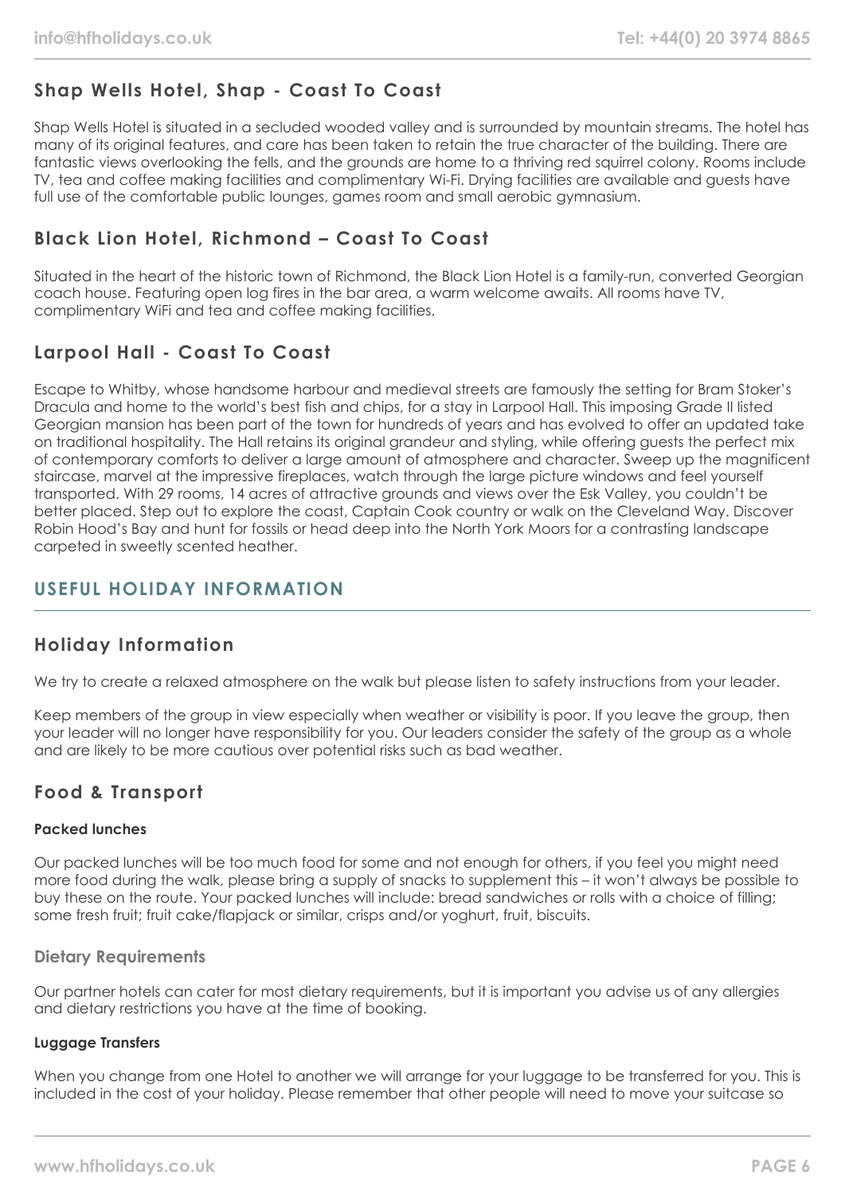## Shap Wells Hotel, Shap - Coast To Coast

Shap Wells Hotel is situated in a secluded wooded valley and is surrounded by mountain streams. The hotel has many of its original features, and care has been taken to retain the true character of the building. There are fantastic views overlooking the fells, and the grounds are home to a thriving red squirrel colony. Rooms include TV, tea and coffee making facilities and complimentary Wi-Fi. Drying facilities are available and guests have full use of the comfortable public lounges, games room and small aerobic gymnasium.

## Black Lion Hotel, Richmond – Coast To Coast

Situated in the heart of the historic town of Richmond, the Black Lion Hotel is a family-run, converted Georgian coach house. Featuring open log fires in the bar area, a warm welcome awaits. All rooms have TV, complimentary WiFi and tea and coffee making facilities.

## Larpool Hall - Coast To Coast

Escape to Whitby, whose handsome harbour and medieval streets are famously the setting for Bram Stoker's Dracula and home to the world's best fish and chips, for a stay in Larpool Hall. This imposing Grade II listed Georgian mansion has been part of the town for hundreds of years and has evolved to offer an updated take on traditional hospitality. The Hall retains its original grandeur and styling, while offering guests the perfect mix of contemporary comforts to deliver a large amount of atmosphere and character. Sweep up the magnificent staircase, marvel at the impressive fireplaces, watch through the large picture windows and feel yourself transported. With 29 rooms, 14 acres of attractive grounds and views over the Esk Valley, you couldn't be better placed. Step out to explore the coast, Captain Cook country or walk on the Cleveland Way. Discover Robin Hood's Bay and hunt for fossils or head deep into the North York Moors for a contrasting landscape carpeted in sweetly scented heather.

# USEFUL HOLIDAY INFORMATION

## Holiday Information

We try to create a relaxed atmosphere on the walk but please listen to safety instructions from your leader.

Keep members of the group in view especially when weather or visibility is poor. If you leave the group, then your leader will no longer have responsibility for you. Our leaders consider the safety of the group as a whole and are likely to be more cautious over potential risks such as bad weather.

## Food & Transport

#### Packed lunches

Our packed lunches will be too much food for some and not enough for others, if you feel you might need more food during the walk, please bring a supply of snacks to supplement this – it won't always be possible to buy these on the route. Your packed lunches will include: bread sandwiches or rolls with a choice of filling; some fresh fruit; fruit cake/flapjack or similar, crisps and/or yoghurt, fruit, biscuits.

### Dietary Requirements

Our partner hotels can cater for most dietary requirements, but it is important you advise us of any allergies and dietary restrictions you have at the time of booking.

#### Luggage Transfers

When you change from one Hotel to another we will arrange for your luggage to be transferred for you. This is included in the cost of your holiday. Please remember that other people will need to move your suitcase so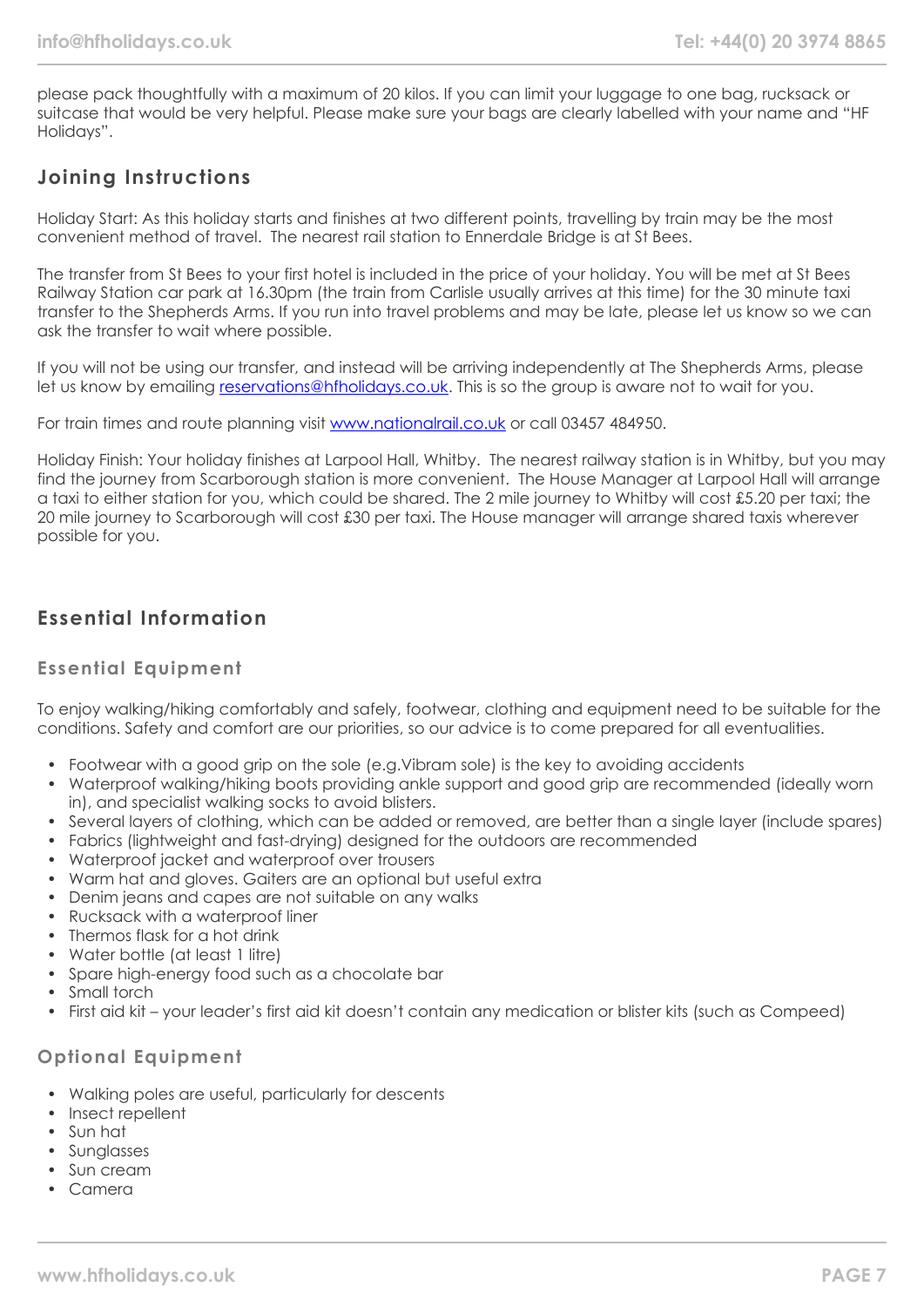please pack thoughtfully with a maximum of 20 kilos. If you can limit your luggage to one bag, rucksack or suitcase that would be very helpful. Please make sure your bags are clearly labelled with your name and "HF Holidays".

## Joining Instructions

Holiday Start: As this holiday starts and finishes at two different points, travelling by train may be the most convenient method of travel. The nearest rail station to Ennerdale Bridge is at St Bees.

The transfer from St Bees to your first hotel is included in the price of your holiday. You will be met at St Bees Railway Station car park at 16.30pm (the train from Carlisle usually arrives at this time) for the 30 minute taxi transfer to the Shepherds Arms. If you run into travel problems and may be late, please let us know so we can ask the transfer to wait where possible.

If you will not be using our transfer, and instead will be arriving independently at The Shepherds Arms, please let us know by emailing [reservations@hfholidays.co.uk](mailto:reservations@hfholidays.co.uk). This is so the group is aware not to wait for you.

For train times and route planning visit [www.nationalrail.co.uk](http://www.nationalrail.co.uk) or call 03457 484950.

Holiday Finish: Your holiday finishes at Larpool Hall, Whitby. The nearest railway station is in Whitby, but you may find the journey from Scarborough station is more convenient. The House Manager at Larpool Hall will arrange a taxi to either station for you, which could be shared. The 2 mile journey to Whitby will cost £5.20 per taxi; the 20 mile journey to Scarborough will cost £30 per taxi. The House manager will arrange shared taxis wherever possible for you.

## Essential Information

### Essential Equipment

To enjoy walking/hiking comfortably and safely, footwear, clothing and equipment need to be suitable for the conditions. Safety and comfort are our priorities, so our advice is to come prepared for all eventualities.

- Footwear with a good grip on the sole (e.g.Vibram sole) is the key to avoiding accidents
- Waterproof walking/hiking boots providing ankle support and good grip are recommended (ideally worn in), and specialist walking socks to avoid blisters.
- Several layers of clothing, which can be added or removed, are better than a single layer (include spares)
- Fabrics (lightweight and fast-drying) designed for the outdoors are recommended
- Waterproof jacket and waterproof over trousers
- Warm hat and gloves. Gaiters are an optional but useful extra
- Denim jeans and capes are not suitable on any walks
- Rucksack with a waterproof liner
- Thermos flask for a hot drink
- Water bottle (at least 1 litre)
- Spare high-energy food such as a chocolate bar
- Small torch
- First aid kit – your leader's first aid kit doesn't contain any medication or blister kits (such as Compeed)

### Optional Equipment

- Walking poles are useful, particularly for descents
- Insect repellent
- Sun hat
- Sunglasses
- Sun cream
- Camera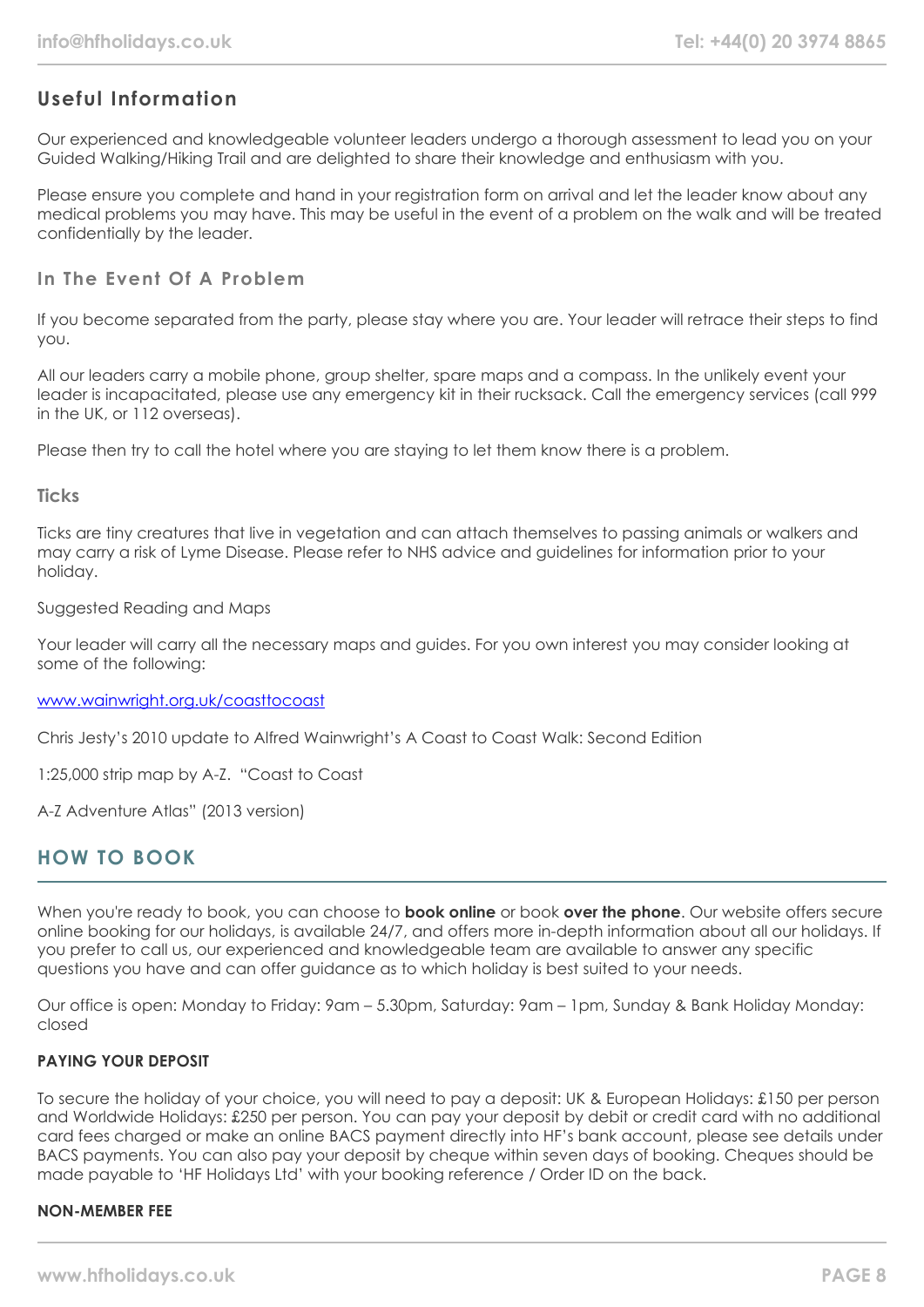## Useful Information

Our experienced and knowledgeable volunteer leaders undergo a thorough assessment to lead you on your Guided Walking/Hiking Trail and are delighted to share their knowledge and enthusiasm with you.

Please ensure you complete and hand in your registration form on arrival and let the leader know about any medical problems you may have. This may be useful in the event of a problem on the walk and will be treated confidentially by the leader.

### In The Event Of A Problem

If you become separated from the party, please stay where you are. Your leader will retrace their steps to find you.

All our leaders carry a mobile phone, group shelter, spare maps and a compass. In the unlikely event your leader is incapacitated, please use any emergency kit in their rucksack. Call the emergency services (call 999 in the UK, or 112 overseas).

Please then try to call the hotel where you are staying to let them know there is a problem.

### Ticks

Ticks are tiny creatures that live in vegetation and can attach themselves to passing animals or walkers and may carry a risk of Lyme Disease. Please refer to NHS advice and guidelines for information prior to your holiday.

Suggested Reading and Maps

Your leader will carry all the necessary maps and guides. For you own interest you may consider looking at some of the following:

[www.wainwright.org.uk/coasttocoast](http://www.wainwright.org.uk/coasttocoast)

Chris Jesty's 2010 update to Alfred Wainwright's A Coast to Coast Walk: Second Edition

1:25,000 strip map by A-Z. "Coast to Coast

A-Z Adventure Atlas" (2013 version)

## HOW TO BOOK

When you're ready to book, you can choose to **book online** or book **over the phone**. Our website offers secure online booking for our holidays, is available 24/7, and offers more in-depth information about all our holidays. If you prefer to call us, our experienced and knowledgeable team are available to answer any specific questions you have and can offer guidance as to which holiday is best suited to your needs.

Our office is open: Monday to Friday: 9am – 5.30pm, Saturday: 9am – 1pm, Sunday & Bank Holiday Monday: closed

**PAYING YOUR DEPOSIT**

To secure the holiday of your choice, you will need to pay a deposit: UK & European Holidays: £150 per person and Worldwide Holidays: £250 per person. You can pay your deposit by debit or credit card with no additional card fees charged or make an online BACS payment directly into HF's bank account, please see details under BACS payments. You can also pay your deposit by cheque within seven days of booking. Cheques should be made payable to 'HF Holidays Ltd' with your booking reference / Order ID on the back.

**NON-MEMBER FEE**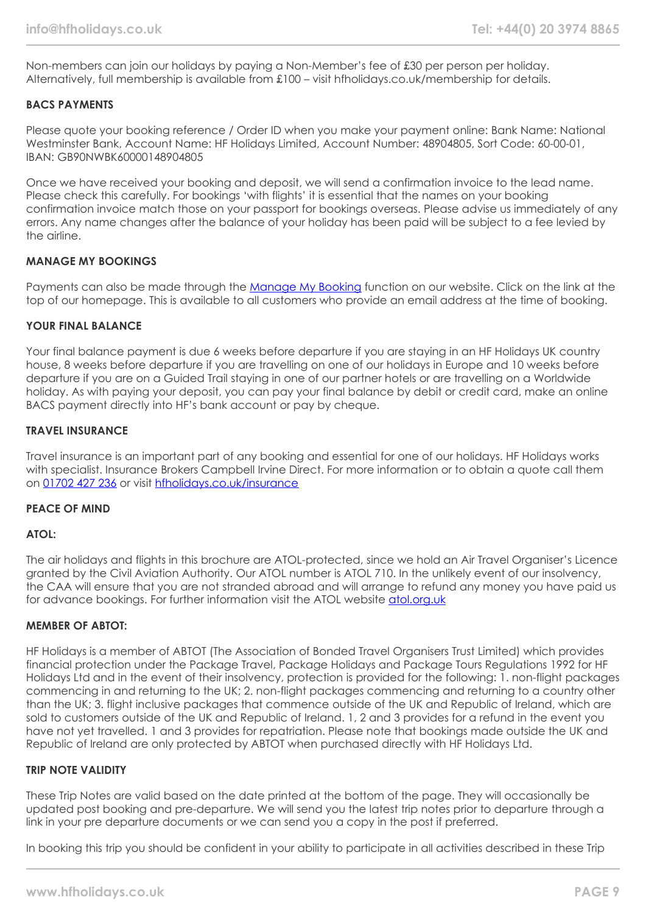Non-members can join our holidays by paying a Non-Member's fee of £30 per person per holiday. Alternatively, full membership is available from £100 – visit hfholidays.co.uk/membership for details.

**BACS PAYMENTS**

Please quote your booking reference / Order ID when you make your payment online: Bank Name: National Westminster Bank, Account Name: HF Holidays Limited, Account Number: 48904805, Sort Code: 60-00-01, IBAN: GB90NWBK60000148904805

Once we have received your booking and deposit, we will send a confirmation invoice to the lead name. Please check this carefully. For bookings 'with flights' it is essential that the names on your booking confirmation invoice match those on your passport for bookings overseas. Please advise us immediately of any errors. Any name changes after the balance of your holiday has been paid will be subject to a fee levied by the airline.

**MANAGE MY BOOKINGS**

Payments can also be made through the Manage My Booking function on our website. Click on the link at the top of our homepage. This is available to all customers who provide an email address at the time of booking.

**YOUR FINAL BALANCE**

Your final balance payment is due 6 weeks before departure if you are staying in an HF Holidays UK country house, 8 weeks before departure if you are travelling on one of our holidays in Europe and 10 weeks before departure if you are on a Guided Trail staying in one of our partner hotels or are travelling on a Worldwide holiday. As with paying your deposit, you can pay your final balance by debit or credit card, make an online BACS payment directly into HF's bank account or pay by cheque.

**TRAVEL INSURANCE**

Travel insurance is an important part of any booking and essential for one of our holidays. HF Holidays works with specialist. Insurance Brokers Campbell Irvine Direct. For more information or to obtain a quote call them on 01702 427 236 or visit hfholidays.co.uk/insurance

**PEACE OF MIND**

**ATOL:**

The air holidays and flights in this brochure are ATOL-protected, since we hold an Air Travel Organiser's Licence granted by the Civil Aviation Authority. Our ATOL number is ATOL 710. In the unlikely event of our insolvency, the CAA will ensure that you are not stranded abroad and will arrange to refund any money you have paid us for advance bookings. For further information visit the ATOL website atol.org.uk

**MEMBER OF ABTOT:**

HF Holidays is a member of ABTOT (The Association of Bonded Travel Organisers Trust Limited) which provides financial protection under the Package Travel, Package Holidays and Package Tours Regulations 1992 for HF Holidays Ltd and in the event of their insolvency, protection is provided for the following: 1. non-flight packages commencing in and returning to the UK; 2. non-flight packages commencing and returning to a country other than the UK; 3. flight inclusive packages that commence outside of the UK and Republic of Ireland, which are sold to customers outside of the UK and Republic of Ireland. 1, 2 and 3 provides for a refund in the event you have not yet travelled. 1 and 3 provides for repatriation. Please note that bookings made outside the UK and Republic of Ireland are only protected by ABTOT when purchased directly with HF Holidays Ltd.

**TRIP NOTE VALIDITY**

These Trip Notes are valid based on the date printed at the bottom of the page. They will occasionally be updated post booking and pre-departure. We will send you the latest trip notes prior to departure through a link in your pre departure documents or we can send you a copy in the post if preferred.

In booking this trip you should be confident in your ability to participate in all activities described in these Trip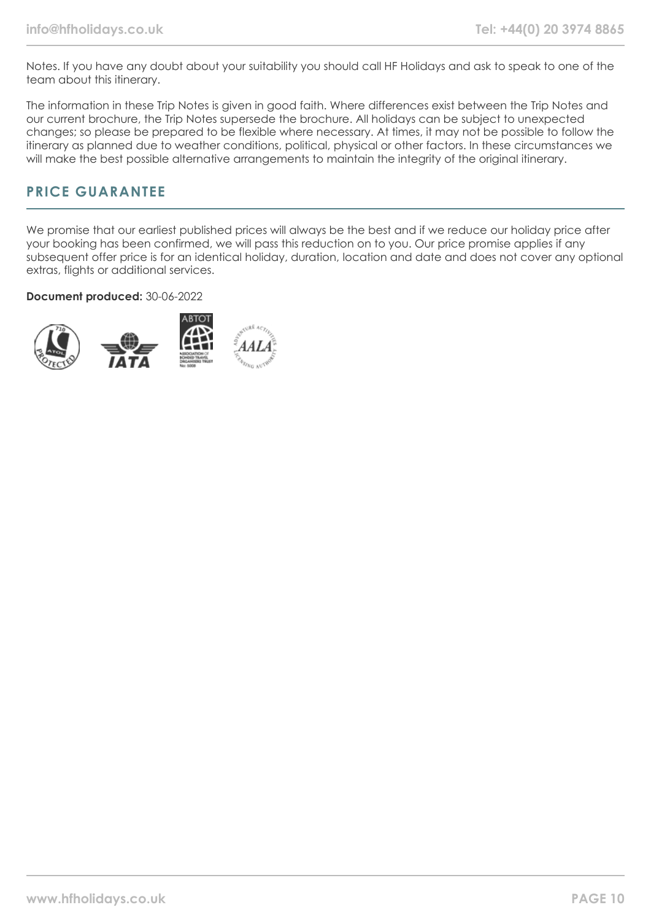Notes. If you have any doubt about your suitability you should call HF Holidays and ask to speak to one of the team about this itinerary.

The information in these Trip Notes is given in good faith. Where differences exist between the Trip Notes and our current brochure, the Trip Notes supersede the brochure. All holidays can be subject to unexpected changes; so please be prepared to be flexible where necessary. At times, it may not be possible to follow the itinerary as planned due to weather conditions, political, physical or other factors. In these circumstances we will make the best possible alternative arrangements to maintain the integrity of the original itinerary.

## PRICE GUARANTEE

We promise that our earliest published prices will always be the best and if we reduce our holiday price after your booking has been confirmed, we will pass this reduction on to you. Our price promise applies if any subsequent offer price is for an identical holiday, duration, location and date and does not cover any optional extras, flights or additional services.

**Document produced:** 30-06-2022